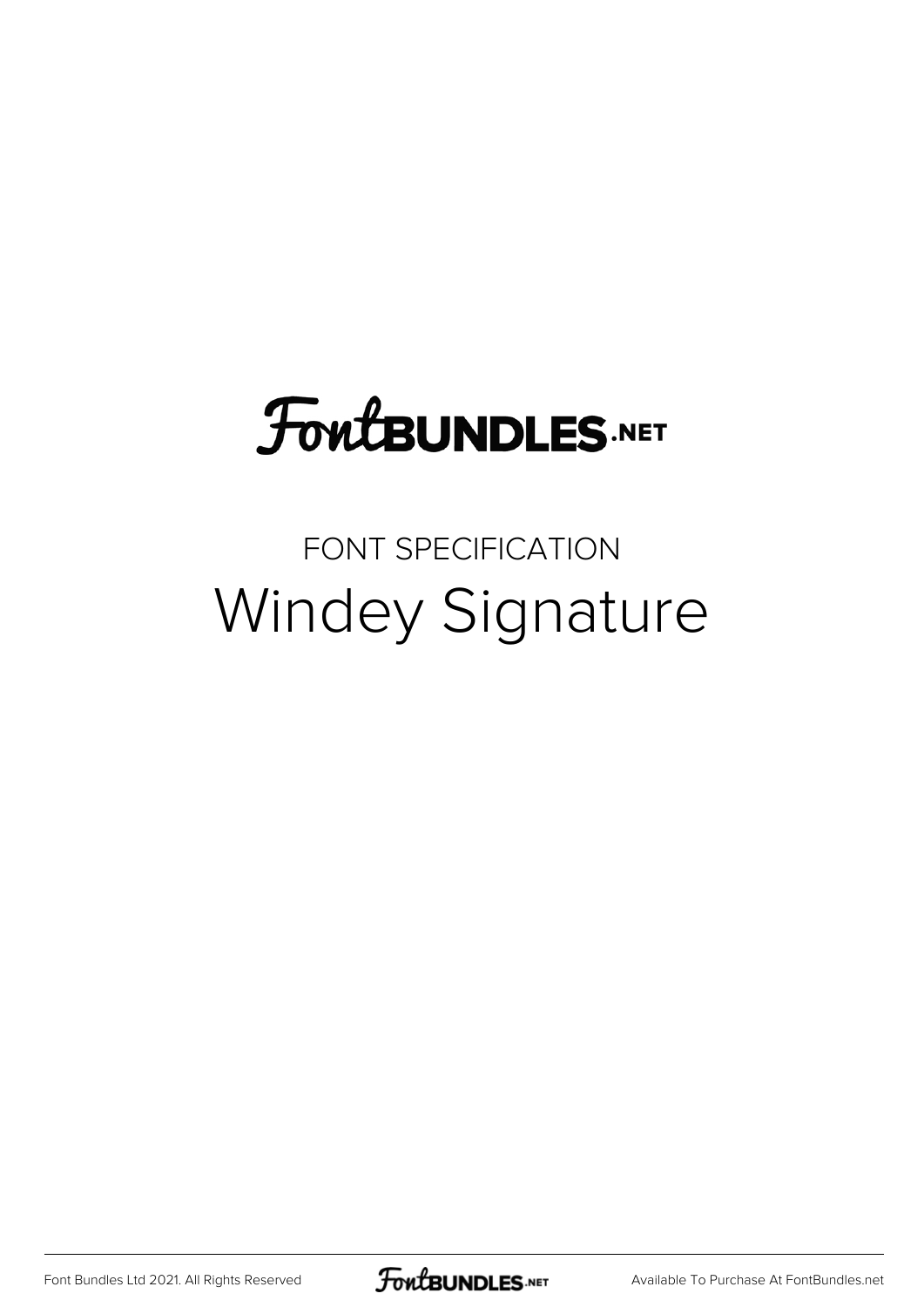FontBUNDLES.NET

FONT SPECIFICATION

# Windey Signature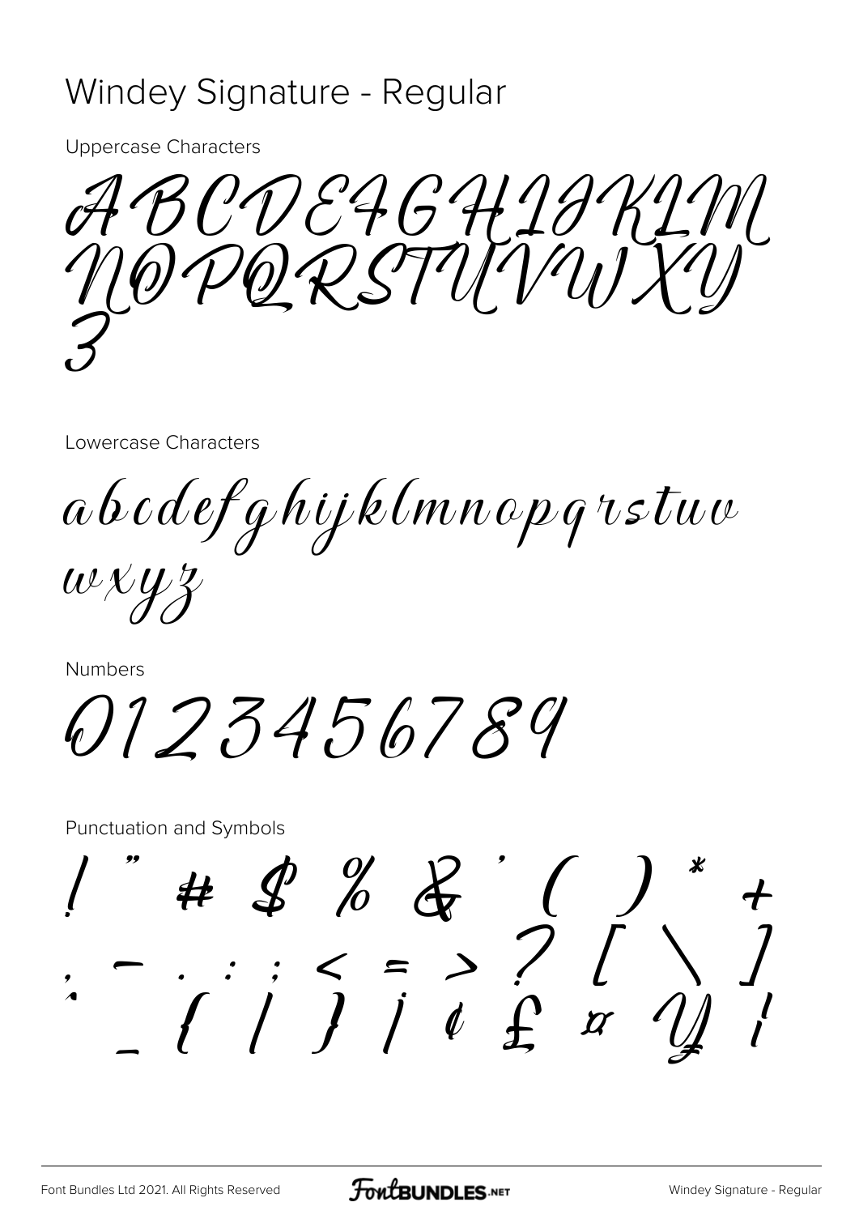# Windey Signature - Regular

Uppercase Characters

ABCDEFGHIJKLM
NOPQRSTUVWXY
Z

Lowercase Characters

abcdefghijklmnopqrstuv
wxyz

Numbers

0123456789

Punctuation and Symbols

! " # $ % & ' ( ) * +
, - . / : ; < = > ? [ \ ]
^ _ { | } ¡ ¢ £ ¤ ¥ ¦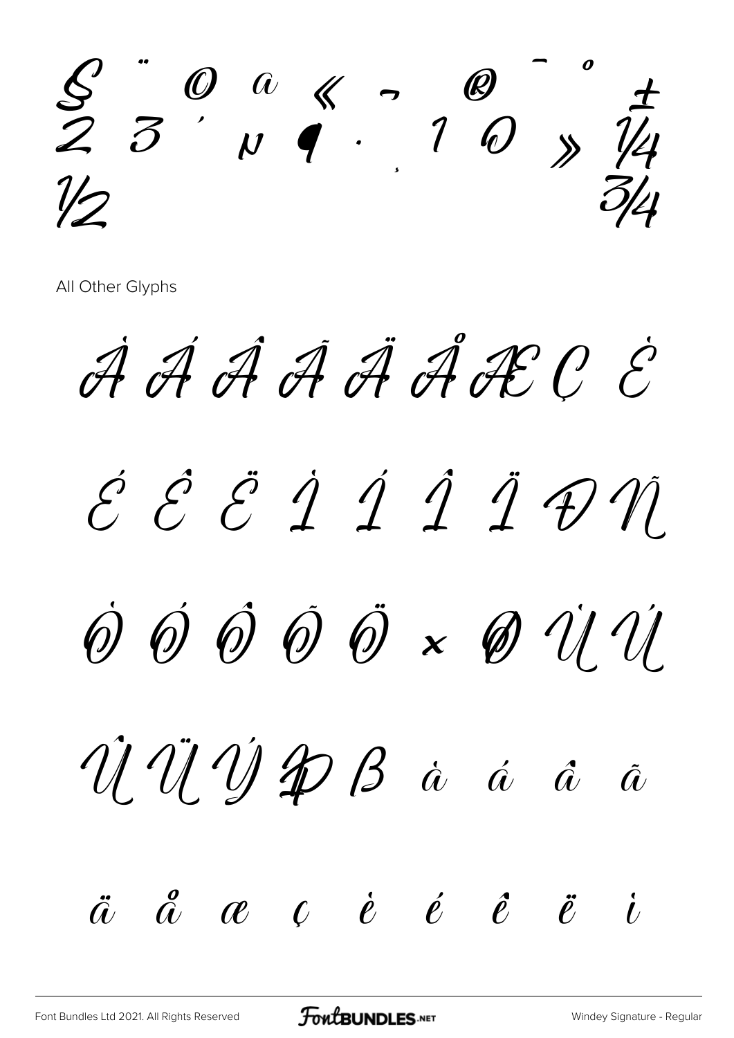§ ¨ © ª « ¬ ® ¯ ° ±
² ³ ´ µ ¶ · ¸ ¹ º » ¼
½ ¾

All Other Glyphs

À Á Â Ã Ä Å Æ Ç È

É Ê Ë Ì Í Î Ï Ð Ñ

Ò Ó Ô Õ Ö × Ø Ù Ú

Û Ü Ý Þ ß à á â ã

ä å æ ç è é ê ë ì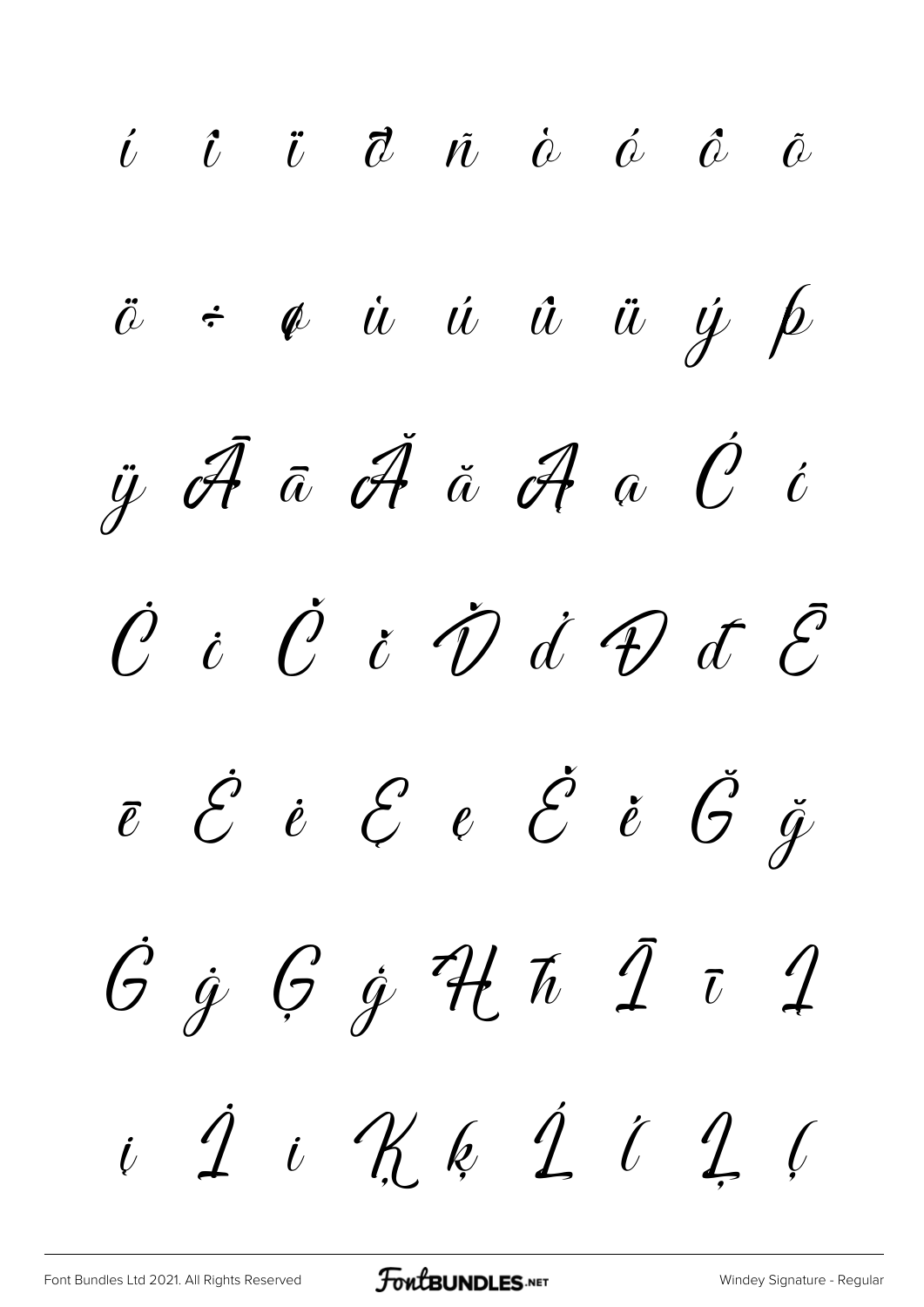í î ï ð ñ ò ó ô õ

ö ÷ ø ù ú û ü ý þ

ÿ Ā ā Ă ă Ą ą Ć ć

Ċ ċ Č č Ď ď Đ đ Ē

ē Ė ė Ę ę Ě ě Ğ ğ

Ġ ġ Ģ ģ Ħ ħ Ī ī Į

į İ ı Ķ ķ Ĺ ĺ Ļ ļ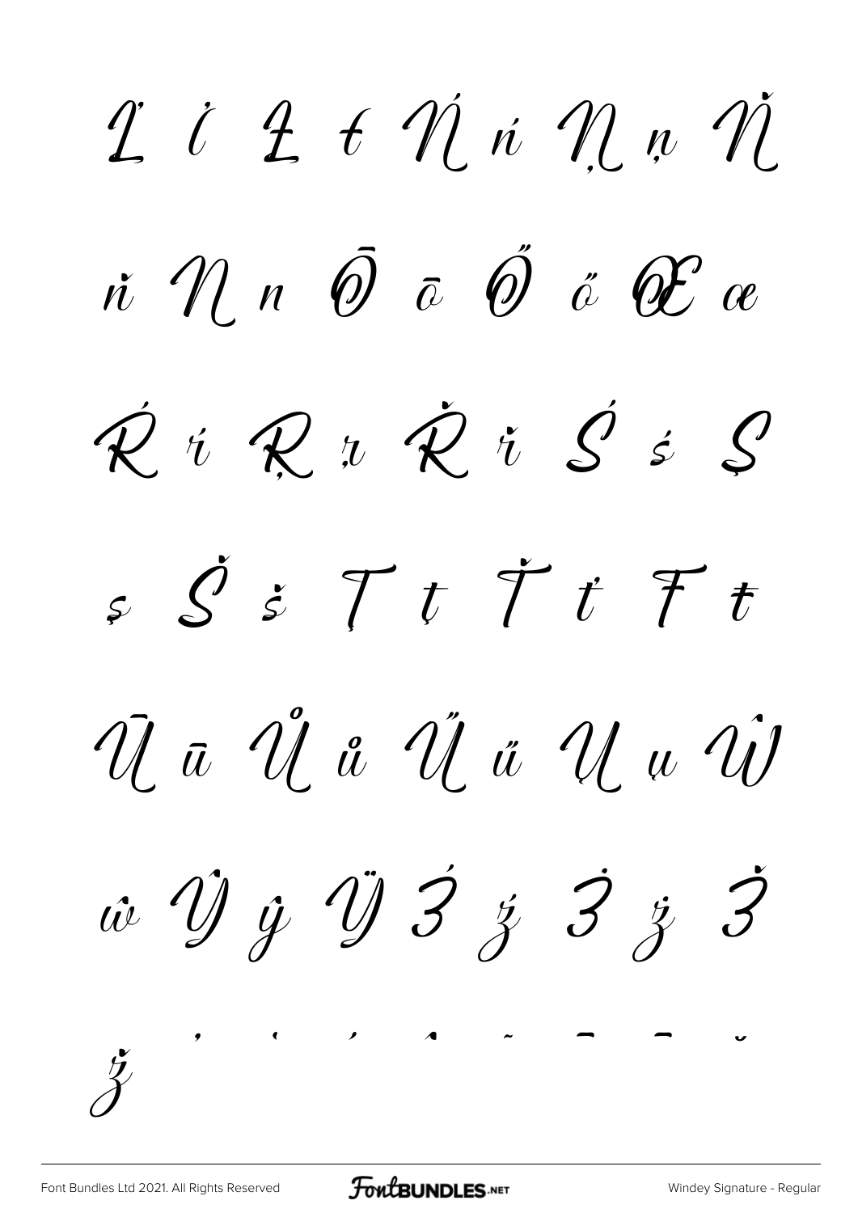Ľ ľ Ł ł Ń ń Ņ ņ Ň

ň Ŋ ŋ Ō ō Ő ő Œ œ

Ŕ ŕ Ŗ ŗ Ř ř Ś ś Ş

ş Š š Ţ ţ Ť ť Ŧ ŧ

Ū ū Ů ů Ű ű Ų ų Ŵ

ŵ Ŷ ŷ Ÿ Ź ź Ż ż Ž

ž ' ' ˊ ˆ ˜ ¯ ¯ ˘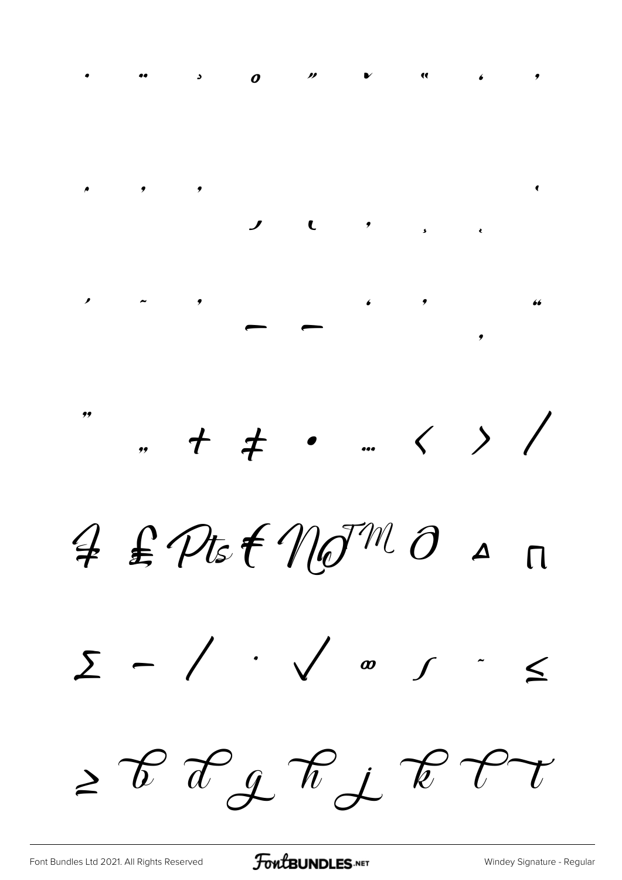˙ ¨ ˛ ° ” ˇ " ˛ ,

‚ ‚ ‚ ˏ ˎ ’ ˌ ˛ ‘

ˊ ˜ ˏ – — ‘ ’ ‚ “

” „ † ‡ • … ‹ › ⁄

₣ ₤ ₧ ₫ № ™ ∂ ∆ ∏

∑ − ∕ ∙ √ ∞ ∫ ≈ ≤

≥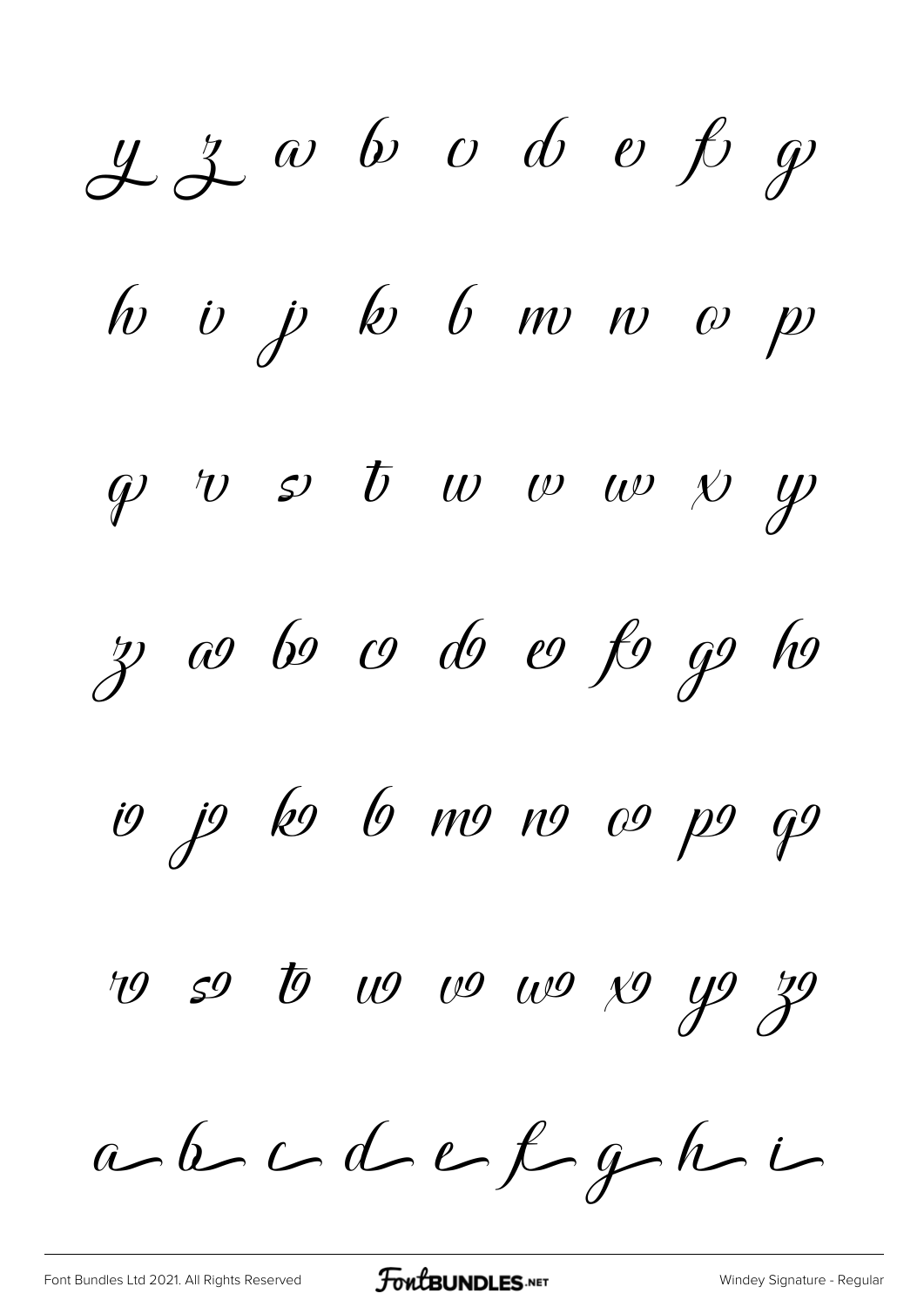y z a b c d e f g

h i j k l m n o p

q r s t u v w x y

z a b c d e f g h

i j k l m n o p q

r s t u v w x y z

a b c d e f g h i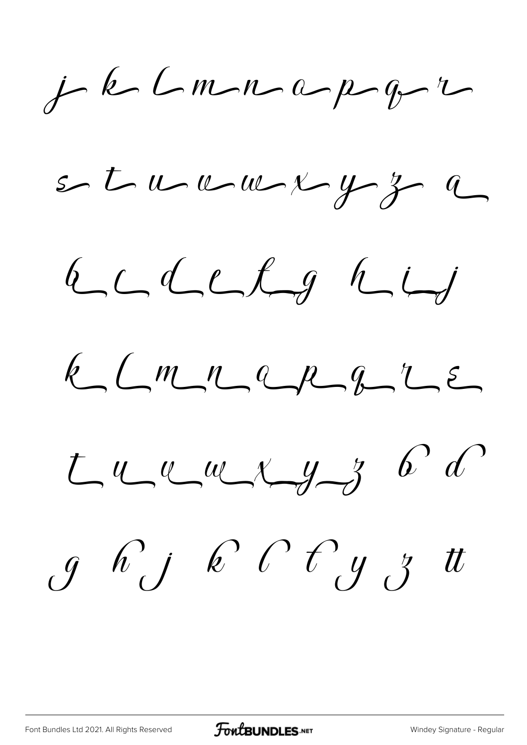j k l m n o p q r

s t u v w x y z a

b c d e f g h i j

k l m n o p q r s

t u v w x y z b d

g h j k l t y z tt